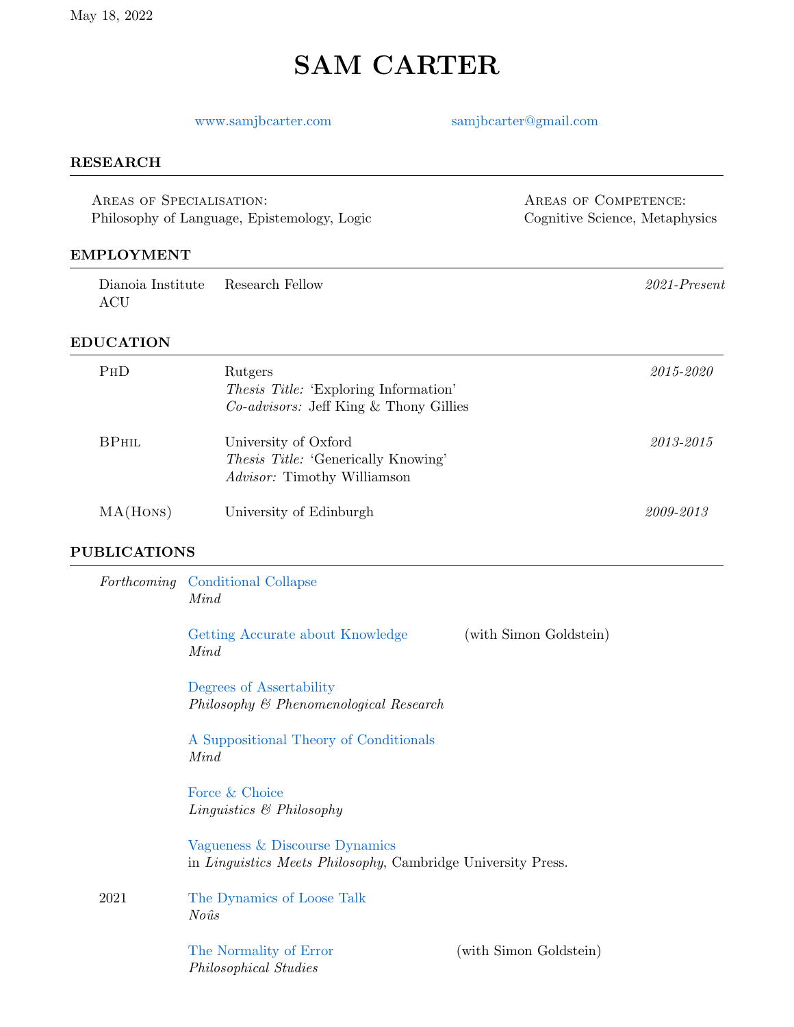May 18, 2022

# SAM CARTER

www.samjbcarter.com samjbcarter@gmail.com

## RESEARCH

**Areas of Specialisation:**
Philosophy of Language, Epistemology, Logic

**Areas of Competence:**
Cognitive Science, Metaphysics

## EMPLOYMENT

Dianoia Institute
ACU — Research Fellow — *2021-Present*

## EDUCATION

**PhD** — Rutgers — *2015-2020*
*Thesis Title:* 'Exploring Information'
*Co-advisors:* Jeff King & Thony Gillies

**BPhil** — University of Oxford — *2013-2015*
*Thesis Title:* 'Generically Knowing'
*Advisor:* Timothy Williamson

**MA(Hons)** — University of Edinburgh — *2009-2013*

## PUBLICATIONS

*Forthcoming*

Conditional Collapse
*Mind*

Getting Accurate about Knowledge (with Simon Goldstein)
*Mind*

Degrees of Assertability
*Philosophy & Phenomenological Research*

A Suppositional Theory of Conditionals
*Mind*

Force & Choice
*Linguistics & Philosophy*

Vagueness & Discourse Dynamics
in *Linguistics Meets Philosophy*, Cambridge University Press.

*2021*

The Dynamics of Loose Talk
*Noûs*

The Normality of Error (with Simon Goldstein)
*Philosophical Studies*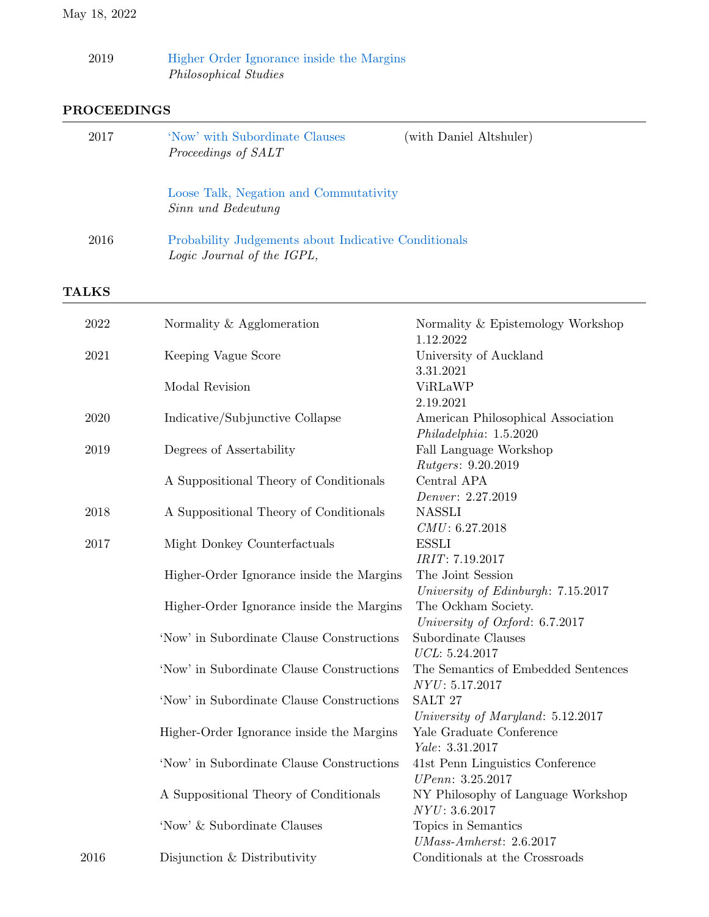May 18, 2022

| | |
|---|---|
| 2019 | Higher Order Ignorance inside the Margins<br>*Philosophical Studies* |

## PROCEEDINGS

| | | |
|---|---|---|
| 2017 | ‘Now’ with Subordinate Clauses<br>*Proceedings of SALT* | (with Daniel Altshuler) |
| | Loose Talk, Negation and Commutativity<br>*Sinn und Bedeutung* | |
| 2016 | Probability Judgements about Indicative Conditionals<br>*Logic Journal of the IGPL,* | |

## TALKS

| | | |
|---|---|---|
| 2022 | Normality & Agglomeration | Normality & Epistemology Workshop<br>1.12.2022 |
| 2021 | Keeping Vague Score | University of Auckland<br>3.31.2021 |
| | Modal Revision | ViRLaWP<br>2.19.2021 |
| 2020 | Indicative/Subjunctive Collapse | American Philosophical Association<br>*Philadelphia*: 1.5.2020 |
| 2019 | Degrees of Assertability | Fall Language Workshop<br>*Rutgers*: 9.20.2019 |
| | A Suppositional Theory of Conditionals | Central APA<br>*Denver*: 2.27.2019 |
| 2018 | A Suppositional Theory of Conditionals | NASSLI<br>*CMU*: 6.27.2018 |
| 2017 | Might Donkey Counterfactuals | ESSLI<br>*IRIT*: 7.19.2017 |
| | Higher-Order Ignorance inside the Margins | The Joint Session<br>*University of Edinburgh*: 7.15.2017 |
| | Higher-Order Ignorance inside the Margins | The Ockham Society.<br>*University of Oxford*: 6.7.2017 |
| | ‘Now’ in Subordinate Clause Constructions | Subordinate Clauses<br>*UCL*: 5.24.2017 |
| | ‘Now’ in Subordinate Clause Constructions | The Semantics of Embedded Sentences<br>*NYU*: 5.17.2017 |
| | ‘Now’ in Subordinate Clause Constructions | SALT 27<br>*University of Maryland*: 5.12.2017 |
| | Higher-Order Ignorance inside the Margins | Yale Graduate Conference<br>*Yale*: 3.31.2017 |
| | ‘Now’ in Subordinate Clause Constructions | 41st Penn Linguistics Conference<br>*UPenn*: 3.25.2017 |
| | A Suppositional Theory of Conditionals | NY Philosophy of Language Workshop<br>*NYU*: 3.6.2017 |
| | ‘Now’ & Subordinate Clauses | Topics in Semantics<br>*UMass-Amherst*: 2.6.2017 |
| 2016 | Disjunction & Distributivity | Conditionals at the Crossroads |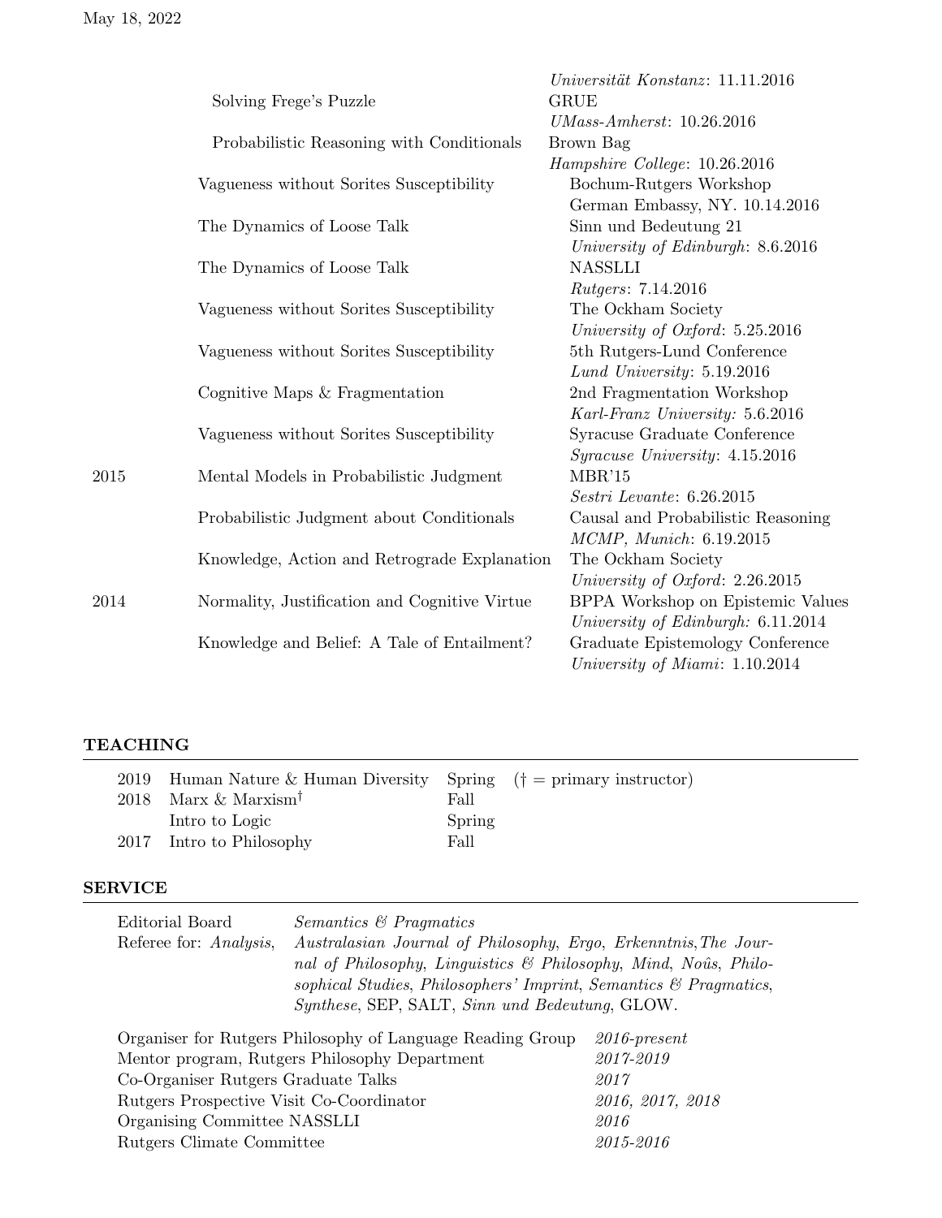| | | |
|---|---|---|
| | | *Universität Konstanz*: 11.11.2016 |
| | Solving Frege's Puzzle | GRUE |
| | | *UMass-Amherst*: 10.26.2016 |
| | Probabilistic Reasoning with Conditionals | Brown Bag |
| | | *Hampshire College*: 10.26.2016 |
| | Vagueness without Sorites Susceptibility | Bochum-Rutgers Workshop |
| | | German Embassy, NY. 10.14.2016 |
| | The Dynamics of Loose Talk | Sinn und Bedeutung 21 |
| | | *University of Edinburgh*: 8.6.2016 |
| | The Dynamics of Loose Talk | NASSLLI |
| | | *Rutgers*: 7.14.2016 |
| | Vagueness without Sorites Susceptibility | The Ockham Society |
| | | *University of Oxford*: 5.25.2016 |
| | Vagueness without Sorites Susceptibility | 5th Rutgers-Lund Conference |
| | | *Lund University*: 5.19.2016 |
| | Cognitive Maps & Fragmentation | 2nd Fragmentation Workshop |
| | | *Karl-Franz University:* 5.6.2016 |
| | Vagueness without Sorites Susceptibility | Syracuse Graduate Conference |
| | | *Syracuse University*: 4.15.2016 |
| 2015 | Mental Models in Probabilistic Judgment | MBR'15 |
| | | *Sestri Levante*: 6.26.2015 |
| | Probabilistic Judgment about Conditionals | Causal and Probabilistic Reasoning |
| | | *MCMP, Munich*: 6.19.2015 |
| | Knowledge, Action and Retrograde Explanation | The Ockham Society |
| | | *University of Oxford*: 2.26.2015 |
| 2014 | Normality, Justification and Cognitive Virtue | BPPA Workshop on Epistemic Values |
| | | *University of Edinburgh:* 6.11.2014 |
| | Knowledge and Belief: A Tale of Entailment? | Graduate Epistemology Conference |
| | | *University of Miami*: 1.10.2014 |

## TEACHING

| | | | |
|---|---|---|---|
| 2019 | Human Nature & Human Diversity | Spring | († = primary instructor) |
| 2018 | Marx & Marxism† | Fall | |
| | Intro to Logic | Spring | |
| 2017 | Intro to Philosophy | Fall | |

## SERVICE

Editorial Board *Semantics & Pragmatics*

Referee for: *Analysis*, *Australasian Journal of Philosophy*, *Ergo*, *Erkenntnis*, *The Journal of Philosophy*, *Linguistics & Philosophy*, *Mind*, *Noûs*, *Philosophical Studies*, *Philosophers' Imprint*, *Semantics & Pragmatics*, *Synthese*, SEP, SALT, *Sinn und Bedeutung*, GLOW.

| | |
|---|---|
| Organiser for Rutgers Philosophy of Language Reading Group | *2016-present* |
| Mentor program, Rutgers Philosophy Department | *2017-2019* |
| Co-Organiser Rutgers Graduate Talks | *2017* |
| Rutgers Prospective Visit Co-Coordinator | *2016, 2017, 2018* |
| Organising Committee NASSLLI | *2016* |
| Rutgers Climate Committee | *2015-2016* |